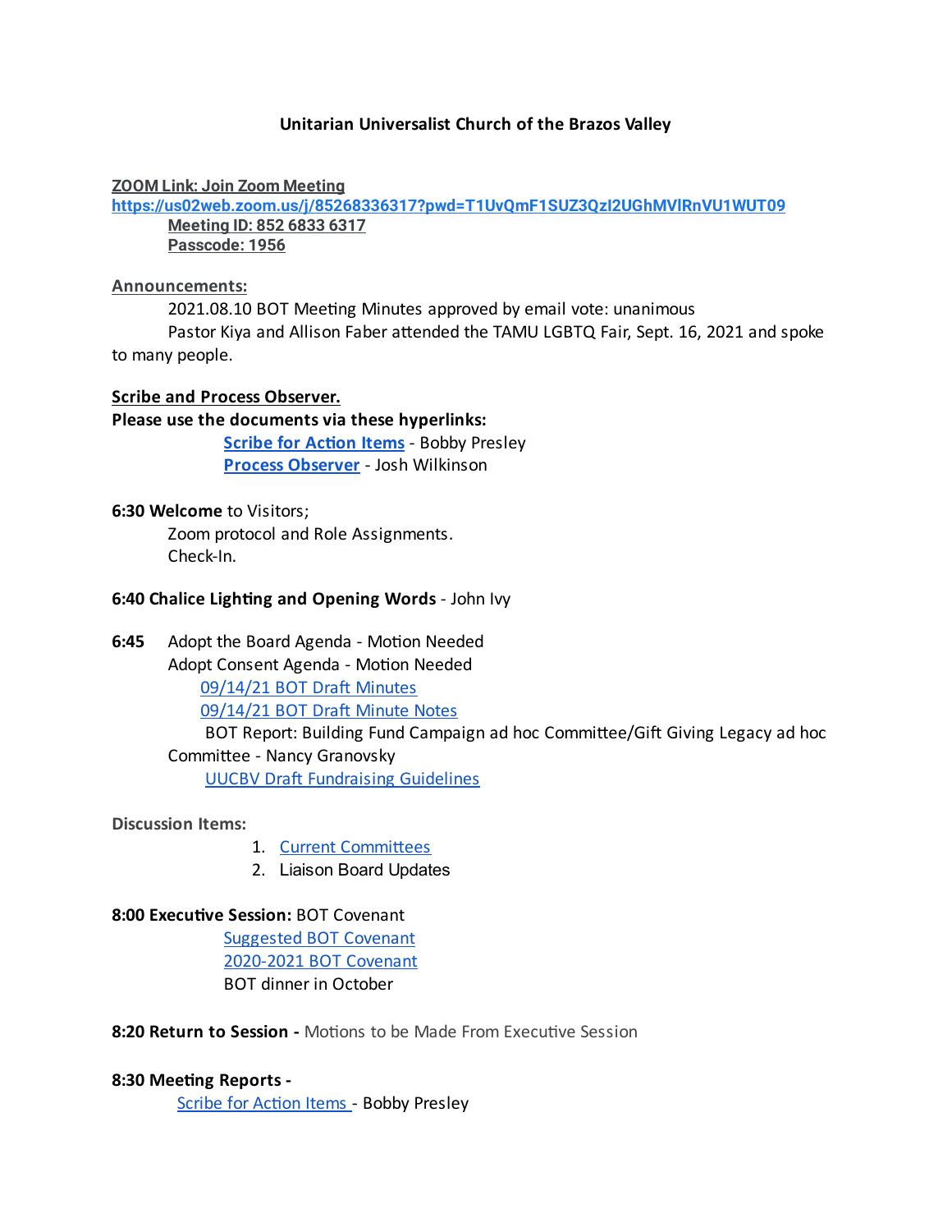**Unitarian Universalist Church of the Brazos Valley**

**ZOOM Link: Join Zoom Meeting**
**https://us02web.zoom.us/j/85268336317?pwd=T1UvQmF1SUZ3QzI2UGhMVlRnVU1WUT09**
**Meeting ID: 852 6833 6317**
**Passcode: 1956**

**Announcements:**

2021.08.10 BOT Meeting Minutes approved by email vote: unanimous
Pastor Kiya and Allison Faber attended the TAMU LGBTQ Fair, Sept. 16, 2021 and spoke to many people.

**Scribe and Process Observer.**
**Please use the documents via these hyperlinks:**

[Scribe for Action Items](#) - Bobby Presley
[Process Observer](#) - Josh Wilkinson

**6:30 Welcome** to Visitors;
Zoom protocol and Role Assignments.
Check-In.

**6:40 Chalice Lighting and Opening Words** - John Ivy

**6:45** Adopt the Board Agenda - Motion Needed
Adopt Consent Agenda - Motion Needed
- [09/14/21 BOT Draft Minutes](#)
- [09/14/21 BOT Draft Minute Notes](#)

BOT Report: Building Fund Campaign ad hoc Committee/Gift Giving Legacy ad hoc Committee - Nancy Granovsky
- [UUCBV Draft Fundraising Guidelines](#)

**Discussion Items:**

1. [Current Committees](#)
2. Liaison Board Updates

**8:00 Executive Session:** BOT Covenant
- [Suggested BOT Covenant](#)
- [2020-2021 BOT Covenant](#)
- BOT dinner in October

**8:20 Return to Session -** Motions to be Made From Executive Session

**8:30 Meeting Reports -**
[Scribe for Action Items](#) - Bobby Presley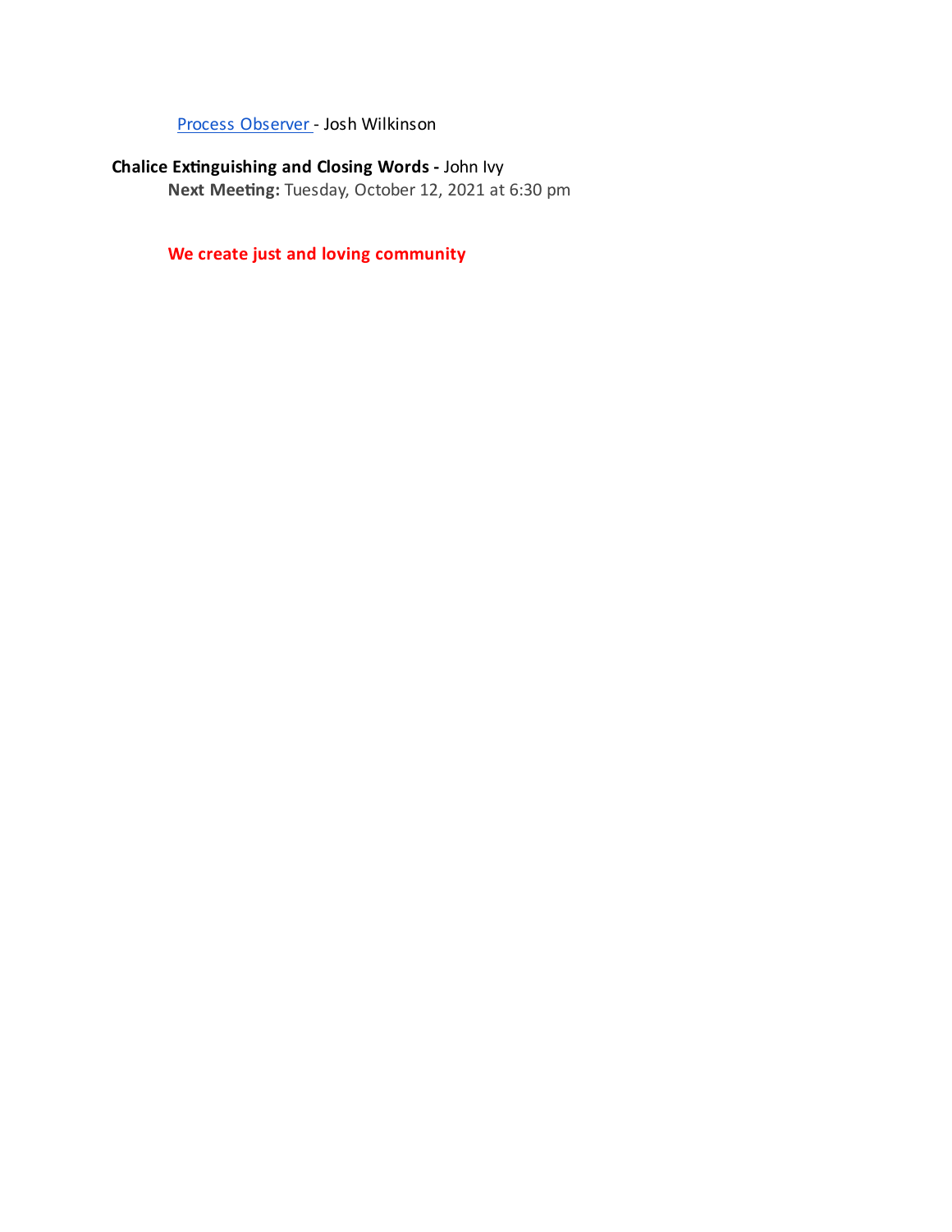[Process Observer](#) - Josh Wilkinson

**Chalice Extinguishing and Closing Words -** John Ivy

**Next Meeting:** Tuesday, October 12, 2021 at 6:30 pm

**We create just and loving community**